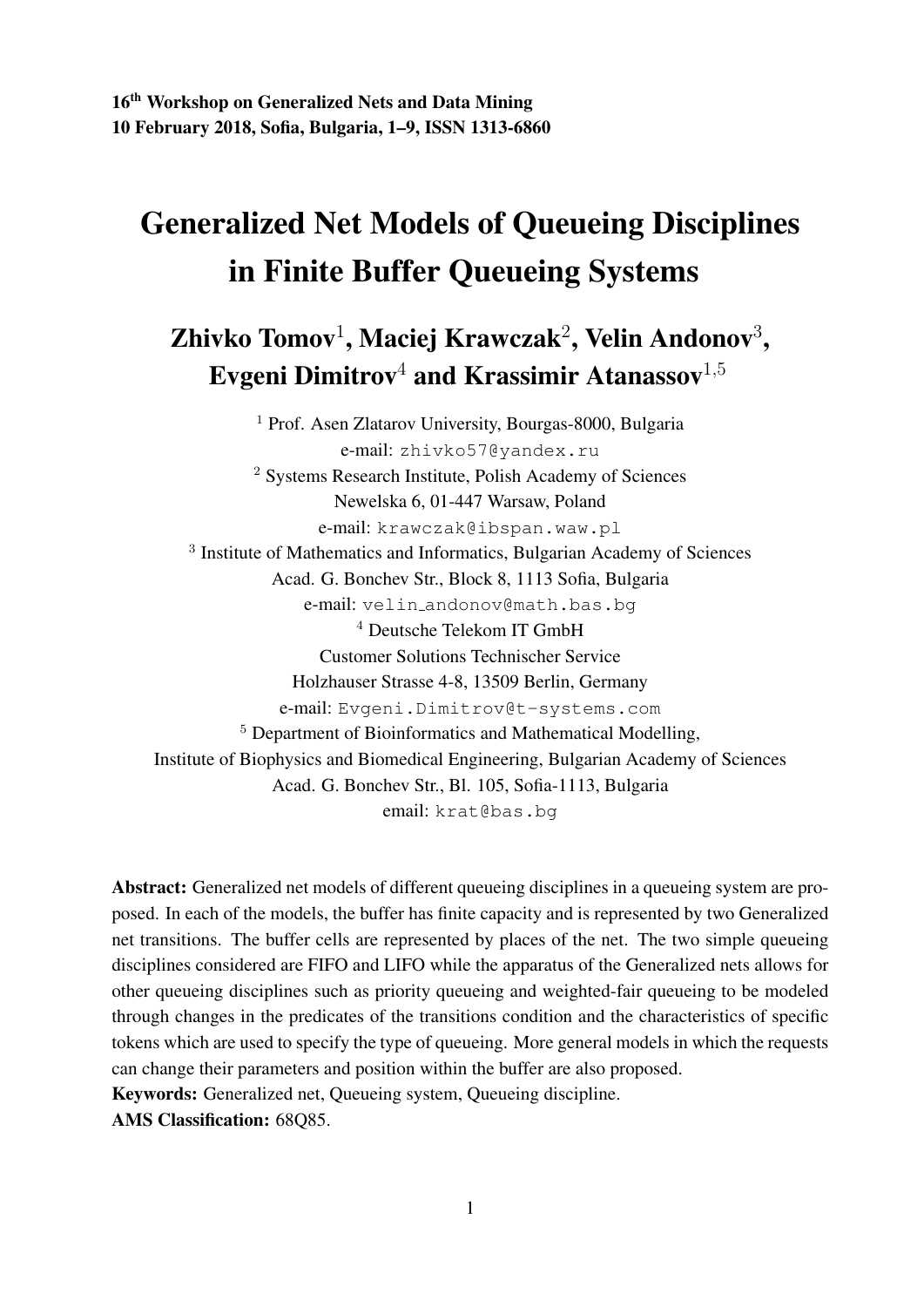16th Workshop on Generalized Nets and Data Mining
10 February 2018, Sofia, Bulgaria, 1–9, ISSN 1313-6860

# Generalized Net Models of Queueing Disciplines in Finite Buffer Queueing Systems

**Zhivko Tomov[1], Maciej Krawczak[2], Velin Andonov[3], Evgeni Dimitrov[4] and Krassimir Atanassov[1,5]**

[1] Prof. Asen Zlatarov University, Bourgas-8000, Bulgaria
e-mail: zhivko57@yandex.ru

[2] Systems Research Institute, Polish Academy of Sciences
Newelska 6, 01-447 Warsaw, Poland
e-mail: krawczak@ibspan.waw.pl

[3] Institute of Mathematics and Informatics, Bulgarian Academy of Sciences
Acad. G. Bonchev Str., Block 8, 1113 Sofia, Bulgaria
e-mail: velin_andonov@math.bas.bg

[4] Deutsche Telekom IT GmbH
Customer Solutions Technischer Service
Holzhauser Strasse 4-8, 13509 Berlin, Germany
e-mail: Evgeni.Dimitrov@t-systems.com

[5] Department of Bioinformatics and Mathematical Modelling,
Institute of Biophysics and Biomedical Engineering, Bulgarian Academy of Sciences
Acad. G. Bonchev Str., Bl. 105, Sofia-1113, Bulgaria
email: krat@bas.bg

**Abstract:** Generalized net models of different queueing disciplines in a queueing system are proposed. In each of the models, the buffer has finite capacity and is represented by two Generalized net transitions. The buffer cells are represented by places of the net. The two simple queueing disciplines considered are FIFO and LIFO while the apparatus of the Generalized nets allows for other queueing disciplines such as priority queueing and weighted-fair queueing to be modeled through changes in the predicates of the transitions condition and the characteristics of specific tokens which are used to specify the type of queueing. More general models in which the requests can change their parameters and position within the buffer are also proposed.

**Keywords:** Generalized net, Queueing system, Queueing discipline.

**AMS Classification:** 68Q85.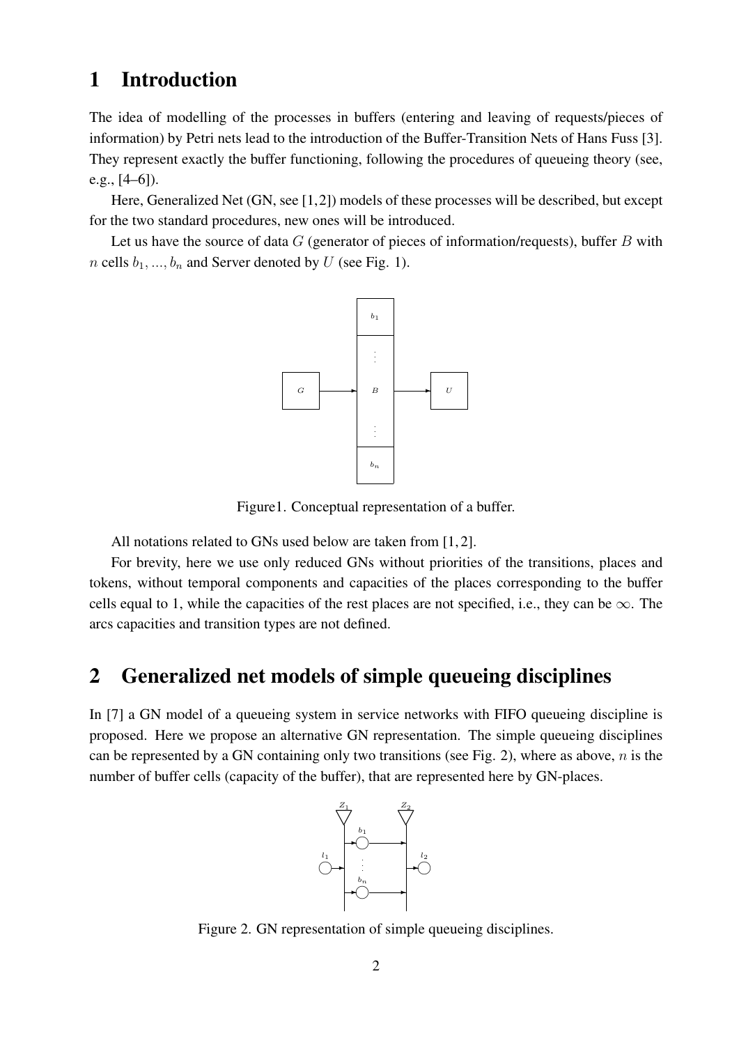# 1 Introduction

The idea of modelling of the processes in buffers (entering and leaving of requests/pieces of information) by Petri nets lead to the introduction of the Buffer-Transition Nets of Hans Fuss [3]. They represent exactly the buffer functioning, following the procedures of queueing theory (see, e.g., [4–6]).

Here, Generalized Net (GN, see [1,2]) models of these processes will be described, but except for the two standard procedures, new ones will be introduced.

Let us have the source of data $G$ (generator of pieces of information/requests), buffer $B$ with $n$ cells $b_1, ..., b_n$ and Server denoted by $U$ (see Fig. 1).

$b_1$

$G$

$B$

$U$

$b_n$

Figure1. Conceptual representation of a buffer.

All notations related to GNs used below are taken from [1,2].

For brevity, here we use only reduced GNs without priorities of the transitions, places and tokens, without temporal components and capacities of the places corresponding to the buffer cells equal to 1, while the capacities of the rest places are not specified, i.e., they can be $\infty$. The arcs capacities and transition types are not defined.

# 2 Generalized net models of simple queueing disciplines

In [7] a GN model of a queueing system in service networks with FIFO queueing discipline is proposed. Here we propose an alternative GN representation. The simple queueing disciplines can be represented by a GN containing only two transitions (see Fig. 2), where as above, $n$ is the number of buffer cells (capacity of the buffer), that are represented here by GN-places.

$Z_1$

$Z_2$

$b_1$

$l_1$

$l_2$

$b_n$

Figure 2. GN representation of simple queueing disciplines.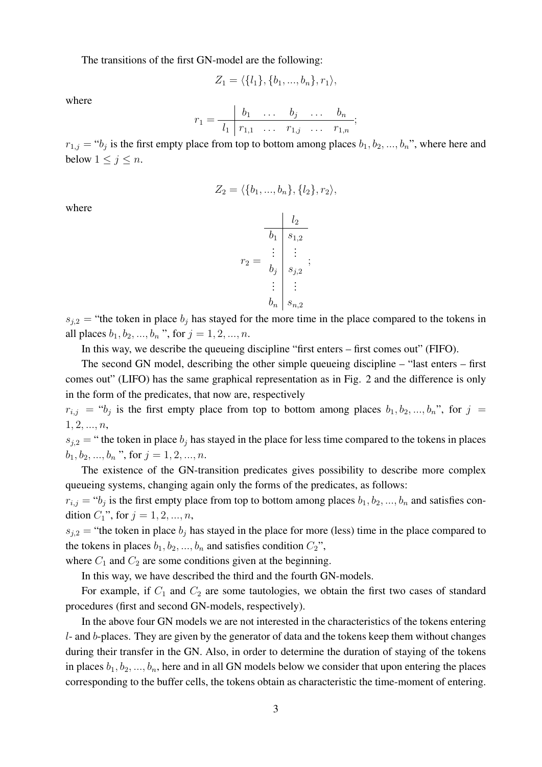The transitions of the first GN-model are the following:

$$Z_1 = \langle \{l_1\}, \{b_1, ..., b_n\}, r_1 \rangle,$$

where

$$r_1 = \begin{array}{c|ccccc} & b_1 & \dots & b_j & \dots & b_n \\ \hline l_1 & r_{1,1} & \dots & r_{1,j} & \dots & r_{1,n} \end{array};$$

$r_{1,j}$ = "$b_j$ is the first empty place from top to bottom among places $b_1, b_2, ..., b_n$", where here and below $1 \leq j \leq n$.

$$Z_2 = \langle \{b_1, ..., b_n\}, \{l_2\}, r_2 \rangle,$$

where

$$r_2 = \begin{array}{c|c} & l_2 \\ \hline b_1 & s_{1,2} \\ \vdots & \vdots \\ b_j & s_{j,2} \\ \vdots & \vdots \\ b_n & s_{n,2} \end{array};$$

$s_{j,2}$ = "the token in place $b_j$ has stayed for the more time in the place compared to the tokens in all places $b_1, b_2, ..., b_n$ ", for $j = 1, 2, ..., n$.

In this way, we describe the queueing discipline "first enters – first comes out" (FIFO).

The second GN model, describing the other simple queueing discipline – "last enters – first comes out" (LIFO) has the same graphical representation as in Fig. 2 and the difference is only in the form of the predicates, that now are, respectively

$r_{i,j}$ = "$b_j$ is the first empty place from top to bottom among places $b_1, b_2, ..., b_n$", for $j = 1, 2, ..., n$,

$s_{j,2}$ = " the token in place $b_j$ has stayed in the place for less time compared to the tokens in places $b_1, b_2, ..., b_n$ ", for $j = 1, 2, ..., n$.

The existence of the GN-transition predicates gives possibility to describe more complex queueing systems, changing again only the forms of the predicates, as follows:

$r_{i,j}$ = "$b_j$ is the first empty place from top to bottom among places $b_1, b_2, ..., b_n$ and satisfies condition $C_1$", for $j = 1, 2, ..., n$,

$s_{j,2}$ = "the token in place $b_j$ has stayed in the place for more (less) time in the place compared to the tokens in places $b_1, b_2, ..., b_n$ and satisfies condition $C_2$",

where $C_1$ and $C_2$ are some conditions given at the beginning.

In this way, we have described the third and the fourth GN-models.

For example, if $C_1$ and $C_2$ are some tautologies, we obtain the first two cases of standard procedures (first and second GN-models, respectively).

In the above four GN models we are not interested in the characteristics of the tokens entering $l$- and $b$-places. They are given by the generator of data and the tokens keep them without changes during their transfer in the GN. Also, in order to determine the duration of staying of the tokens in places $b_1, b_2, ..., b_n$, here and in all GN models below we consider that upon entering the places corresponding to the buffer cells, the tokens obtain as characteristic the time-moment of entering.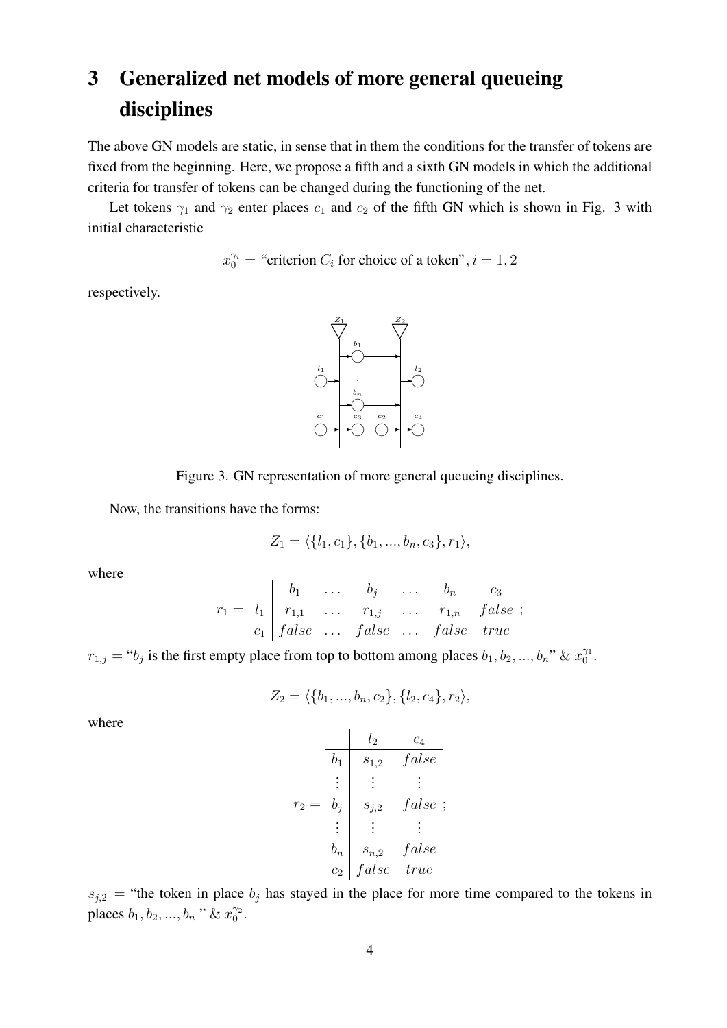#  3 Generalized net models of more general queueing disciplines

The above GN models are static, in sense that in them the conditions for the transfer of tokens are fixed from the beginning. Here, we propose a fifth and a sixth GN models in which the additional criteria for transfer of tokens can be changed during the functioning of the net.

Let tokens $\gamma_1$ and $\gamma_2$ enter places $c_1$ and $c_2$ of the fifth GN which is shown in Fig. 3 with initial characteristic

$$x_0^{\gamma_i} = \text{"criterion } C_i \text{ for choice of a token"}, i = 1, 2$$

respectively.

$Z_1$ $Z_2$ $b_1$ $l_1$ $l_2$ $b_n$ $c_1$ $c_3$ $c_2$ $c_4$

Figure 3. GN representation of more general queueing disciplines.

Now, the transitions have the forms:

$$Z_1 = \langle \{l_1, c_1\}, \{b_1, ..., b_n, c_3\}, r_1 \rangle,$$

where

$$r_1 = \begin{array}{c|cccccc} & b_1 & \dots & b_j & \dots & b_n & c_3 \\ \hline l_1 & r_{1,1} & \dots & r_{1,j} & \dots & r_{1,n} & false \\ c_1 & false & \dots & false & \dots & false & true \end{array};$$

$r_{1,j}$ = "$b_j$ is the first empty place from top to bottom among places $b_1, b_2, ..., b_n$" & $x_0^{\gamma_1}$.

$$Z_2 = \langle \{b_1, ..., b_n, c_2\}, \{l_2, c_4\}, r_2 \rangle,$$

where

$$r_2 = \begin{array}{c|cc} & l_2 & c_4 \\ \hline b_1 & s_{1,2} & false \\ \vdots & \vdots & \vdots \\ b_j & s_{j,2} & false \\ \vdots & \vdots & \vdots \\ b_n & s_{n,2} & false \\ c_2 & false & true \end{array};$$

$s_{j,2}$ = "the token in place $b_j$ has stayed in the place for more time compared to the tokens in places $b_1, b_2, ..., b_n$ " & $x_0^{\gamma_2}$.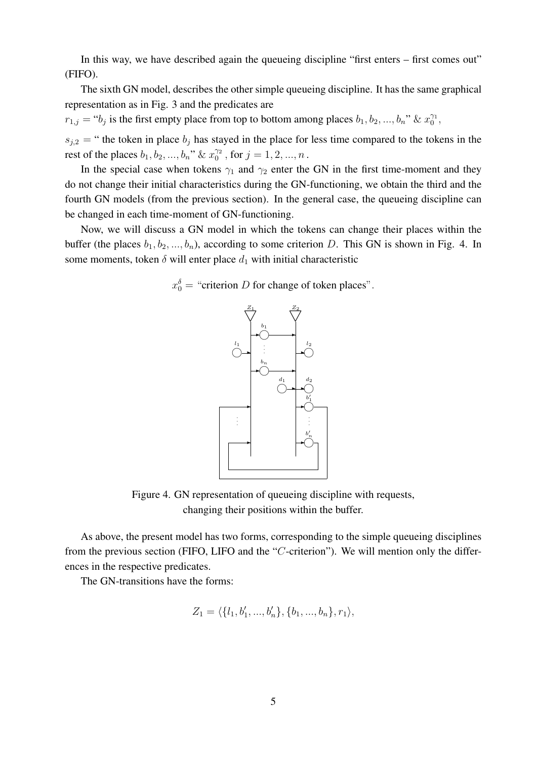In this way, we have described again the queueing discipline "first enters – first comes out" (FIFO).

The sixth GN model, describes the other simple queueing discipline. It has the same graphical representation as in Fig. 3 and the predicates are

$r_{1,j} =$ "$b_j$ is the first empty place from top to bottom among places $b_1, b_2, ..., b_n$" & $x_0^{\gamma_1}$,

$s_{j,2} =$ " the token in place $b_j$ has stayed in the place for less time compared to the tokens in the rest of the places $b_1, b_2, ..., b_n$" & $x_0^{\gamma_2}$ , for $j = 1, 2, ..., n$ .

In the special case when tokens $\gamma_1$ and $\gamma_2$ enter the GN in the first time-moment and they do not change their initial characteristics during the GN-functioning, we obtain the third and the fourth GN models (from the previous section). In the general case, the queueing discipline can be changed in each time-moment of GN-functioning.

Now, we will discuss a GN model in which the tokens can change their places within the buffer (the places $b_1, b_2, ..., b_n$), according to some criterion $D$. This GN is shown in Fig. 4. In some moments, token $\delta$ will enter place $d_1$ with initial characteristic

$$x_0^{\delta} = \text{"criterion } D \text{ for change of token places"}.$$

$Z_1$
$Z_2$
$b_1$
$l_1$
$l_2$
$b_n$
$d_1$
$d_2$
$b'_1$
$b'_n$

Figure 4. GN representation of queueing discipline with requests, changing their positions within the buffer.

As above, the present model has two forms, corresponding to the simple queueing disciplines from the previous section (FIFO, LIFO and the "$C$-criterion"). We will mention only the differences in the respective predicates.

The GN-transitions have the forms:

$$Z_1 = \langle \{l_1, b'_1, ..., b'_n\}, \{b_1, ..., b_n\}, r_1 \rangle,$$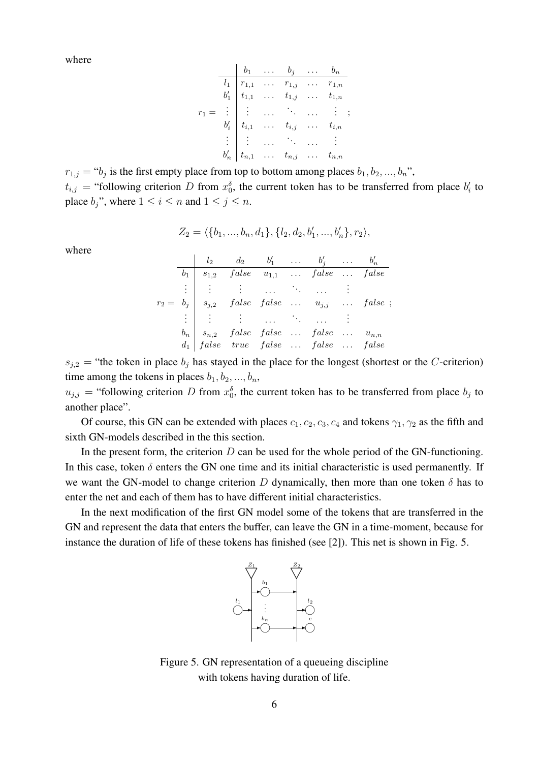where

$$r_1 = \begin{array}{c|ccccc} & b_1 & \dots & b_j & \dots & b_n \\ \hline l_1 & r_{1,1} & \dots & r_{1,j} & \dots & r_{1,n} \\ b'_1 & t_{1,1} & \dots & t_{1,j} & \dots & t_{1,n} \\ \vdots & \vdots & \dots & \ddots & \dots & \vdots \\ b'_i & t_{i,1} & \dots & t_{i,j} & \dots & t_{i,n} \\ \vdots & \vdots & \dots & \ddots & \dots & \vdots \\ b'_n & t_{n,1} & \dots & t_{n,j} & \dots & t_{n,n} \end{array};$$

$r_{1,j}$ = "$b_j$ is the first empty place from top to bottom among places $b_1, b_2, ..., b_n$",
$t_{i,j}$ = "following criterion $D$ from $x_0^\delta$, the current token has to be transferred from place $b'_i$ to place $b_j$", where $1 \leq i \leq n$ and $1 \leq j \leq n$.

$$Z_2 = \langle \{b_1, ..., b_n, d_1\}, \{l_2, d_2, b'_1, ..., b'_n\}, r_2 \rangle,$$

where

$$r_2 = \begin{array}{c|ccccccc} & l_2 & d_2 & b'_1 & \dots & b'_j & \dots & b'_n \\ \hline b_1 & s_{1,2} & false & u_{1,1} & \dots & false & \dots & false \\ \vdots & \vdots & \vdots & \dots & \ddots & \dots & \vdots & \\ b_j & s_{j,2} & false & false & \dots & u_{j,j} & \dots & false \\ \vdots & \vdots & \vdots & \dots & \ddots & \dots & \vdots & \\ b_n & s_{n,2} & false & false & \dots & false & \dots & u_{n,n} \\ d_1 & false & true & false & \dots & false & \dots & false \end{array};$$

$s_{j,2}$ = "the token in place $b_j$ has stayed in the place for the longest (shortest or the $C$-criterion) time among the tokens in places $b_1, b_2, ..., b_n$,
$u_{j,j}$ = "following criterion $D$ from $x_0^\delta$, the current token has to be transferred from place $b_j$ to another place".

Of course, this GN can be extended with places $c_1, c_2, c_3, c_4$ and tokens $\gamma_1, \gamma_2$ as the fifth and sixth GN-models described in the this section.

In the present form, the criterion $D$ can be used for the whole period of the GN-functioning. In this case, token $\delta$ enters the GN one time and its initial characteristic is used permanently. If we want the GN-model to change criterion $D$ dynamically, then more than one token $\delta$ has to enter the net and each of them has to have different initial characteristics.

In the next modification of the first GN model some of the tokens that are transferred in the GN and represent the data that enters the buffer, can leave the GN in a time-moment, because for instance the duration of life of these tokens has finished (see [2]). This net is shown in Fig. 5.

$Z_1$
$Z_2$
$b_1$
$l_1$
$l_2$
$b_n$
$e$

Figure 5. GN representation of a queueing discipline with tokens having duration of life.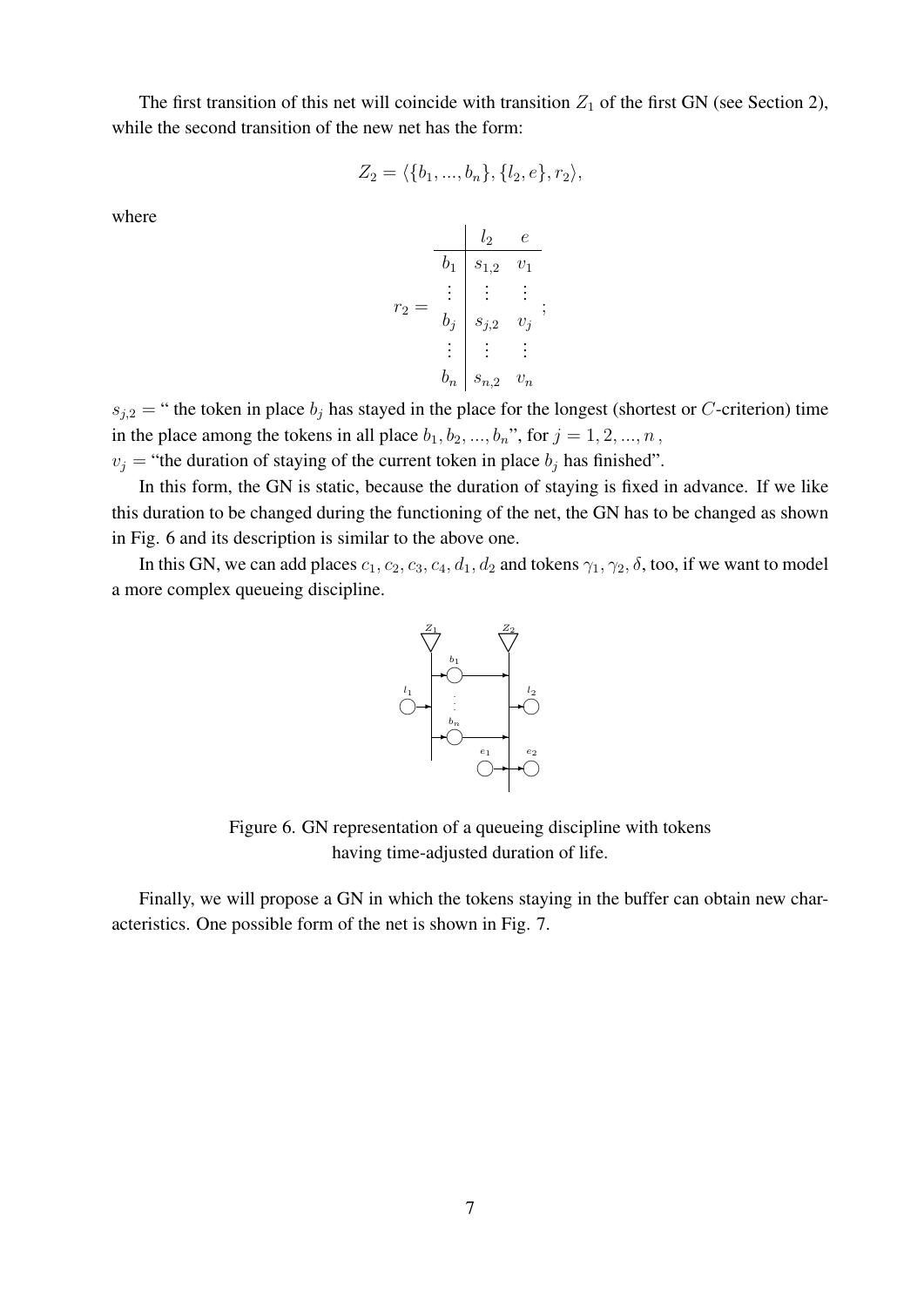The first transition of this net will coincide with transition $Z_1$ of the first GN (see Section 2), while the second transition of the new net has the form:

$$Z_2 = \langle \{b_1, ..., b_n\}, \{l_2, e\}, r_2 \rangle,$$

where

$$r_2 = \begin{array}{c|cc} & l_2 & e \\ \hline b_1 & s_{1,2} & v_1 \\ \vdots & \vdots & \vdots \\ b_j & s_{j,2} & v_j \\ \vdots & \vdots & \vdots \\ b_n & s_{n,2} & v_n \end{array};$$

$s_{j,2} =$ " the token in place $b_j$ has stayed in the place for the longest (shortest or $C$-criterion) time in the place among the tokens in all place $b_1, b_2, ..., b_n$", for $j = 1, 2, ..., n$,

$v_j =$ "the duration of staying of the current token in place $b_j$ has finished".

In this form, the GN is static, because the duration of staying is fixed in advance. If we like this duration to be changed during the functioning of the net, the GN has to be changed as shown in Fig. 6 and its description is similar to the above one.

In this GN, we can add places $c_1, c_2, c_3, c_4, d_1, d_2$ and tokens $\gamma_1, \gamma_2, \delta$, too, if we want to model a more complex queueing discipline.

$Z_1$

$Z_2$

$b_1$

$l_1$

$l_2$

$b_n$

$e_1$

$e_2$

Figure 6. GN representation of a queueing discipline with tokens having time-adjusted duration of life.

Finally, we will propose a GN in which the tokens staying in the buffer can obtain new characteristics. One possible form of the net is shown in Fig. 7.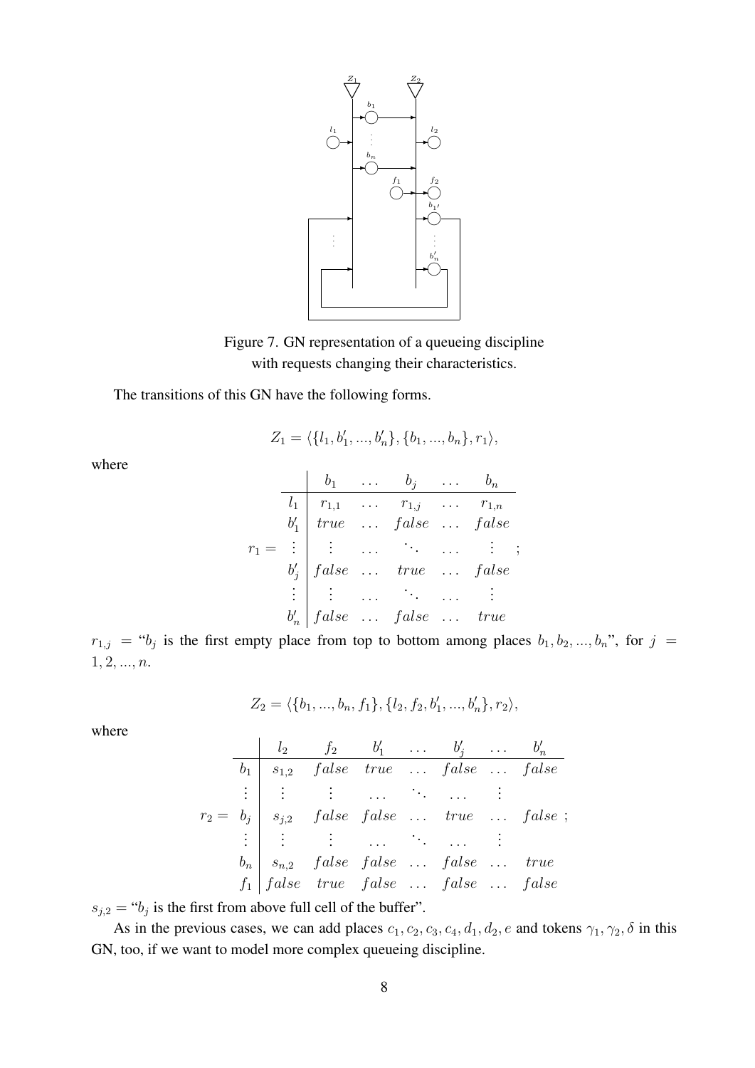Figure 7. GN representation of a queueing discipline with requests changing their characteristics.

The transitions of this GN have the following forms.

$$Z_1 = \langle \{l_1, b_1', ..., b_n'\}, \{b_1, ..., b_n\}, r_1\rangle,$$

where

$$r_1 = \begin{array}{c|ccccc} & b_1 & \dots & b_j & \dots & b_n \\ \hline l_1 & r_{1,1} & \dots & r_{1,j} & \dots & r_{1,n} \\ b_1' & true & \dots & false & \dots & false \\ \vdots & \vdots & \dots & \ddots & \dots & \vdots \\ b_j' & false & \dots & true & \dots & false \\ \vdots & \vdots & \dots & \ddots & \dots & \vdots \\ b_n' & false & \dots & false & \dots & true \end{array};$$

$r_{1,j}$ = "$b_j$ is the first empty place from top to bottom among places $b_1, b_2, ..., b_n$", for $j = 1, 2, ..., n$.

$$Z_2 = \langle \{b_1, ..., b_n, f_1\}, \{l_2, f_2, b_1', ..., b_n'\}, r_2\rangle,$$

where

$$r_2 = \begin{array}{c|ccccccc} & l_2 & f_2 & b_1' & \dots & b_j' & \dots & b_n' \\ \hline b_1 & s_{1,2} & false & true & \dots & false & \dots & false \\ \vdots & \vdots & \vdots & \dots & \ddots & \dots & \vdots & \\ b_j & s_{j,2} & false & false & \dots & true & \dots & false \\ \vdots & \vdots & \vdots & \dots & \ddots & \dots & \vdots & \\ b_n & s_{n,2} & false & false & \dots & false & \dots & true \\ f_1 & false & true & false & \dots & false & \dots & false \end{array};$$

$s_{j,2}$ = "$b_j$ is the first from above full cell of the buffer".

As in the previous cases, we can add places $c_1, c_2, c_3, c_4, d_1, d_2, e$ and tokens $\gamma_1, \gamma_2, \delta$ in this GN, too, if we want to model more complex queueing discipline.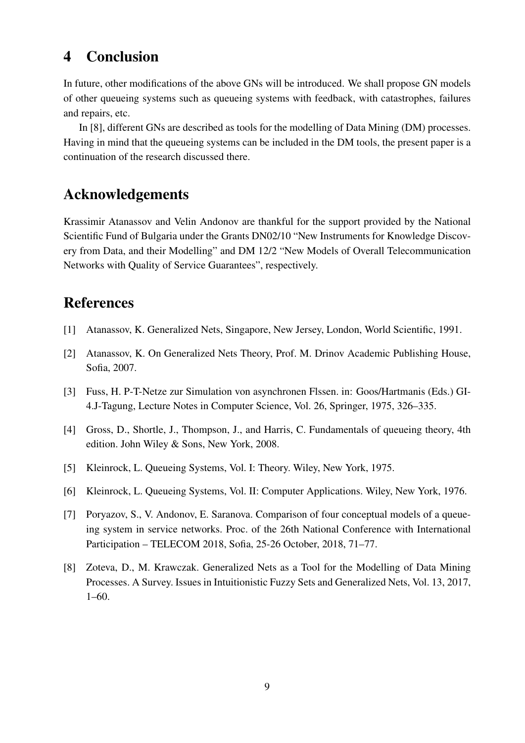## 4 Conclusion

In future, other modifications of the above GNs will be introduced. We shall propose GN models of other queueing systems such as queueing systems with feedback, with catastrophes, failures and repairs, etc.

In [8], different GNs are described as tools for the modelling of Data Mining (DM) processes. Having in mind that the queueing systems can be included in the DM tools, the present paper is a continuation of the research discussed there.

## Acknowledgements

Krassimir Atanassov and Velin Andonov are thankful for the support provided by the National Scientific Fund of Bulgaria under the Grants DN02/10 "New Instruments for Knowledge Discovery from Data, and their Modelling" and DM 12/2 "New Models of Overall Telecommunication Networks with Quality of Service Guarantees", respectively.

## References

[1] Atanassov, K. Generalized Nets, Singapore, New Jersey, London, World Scientific, 1991.

[2] Atanassov, K. On Generalized Nets Theory, Prof. M. Drinov Academic Publishing House, Sofia, 2007.

[3] Fuss, H. P-T-Netze zur Simulation von asynchronen Flssen. in: Goos/Hartmanis (Eds.) GI-4.J-Tagung, Lecture Notes in Computer Science, Vol. 26, Springer, 1975, 326–335.

[4] Gross, D., Shortle, J., Thompson, J., and Harris, C. Fundamentals of queueing theory, 4th edition. John Wiley & Sons, New York, 2008.

[5] Kleinrock, L. Queueing Systems, Vol. I: Theory. Wiley, New York, 1975.

[6] Kleinrock, L. Queueing Systems, Vol. II: Computer Applications. Wiley, New York, 1976.

[7] Poryazov, S., V. Andonov, E. Saranova. Comparison of four conceptual models of a queueing system in service networks. Proc. of the 26th National Conference with International Participation – TELECOM 2018, Sofia, 25-26 October, 2018, 71–77.

[8] Zoteva, D., M. Krawczak. Generalized Nets as a Tool for the Modelling of Data Mining Processes. A Survey. Issues in Intuitionistic Fuzzy Sets and Generalized Nets, Vol. 13, 2017, 1–60.